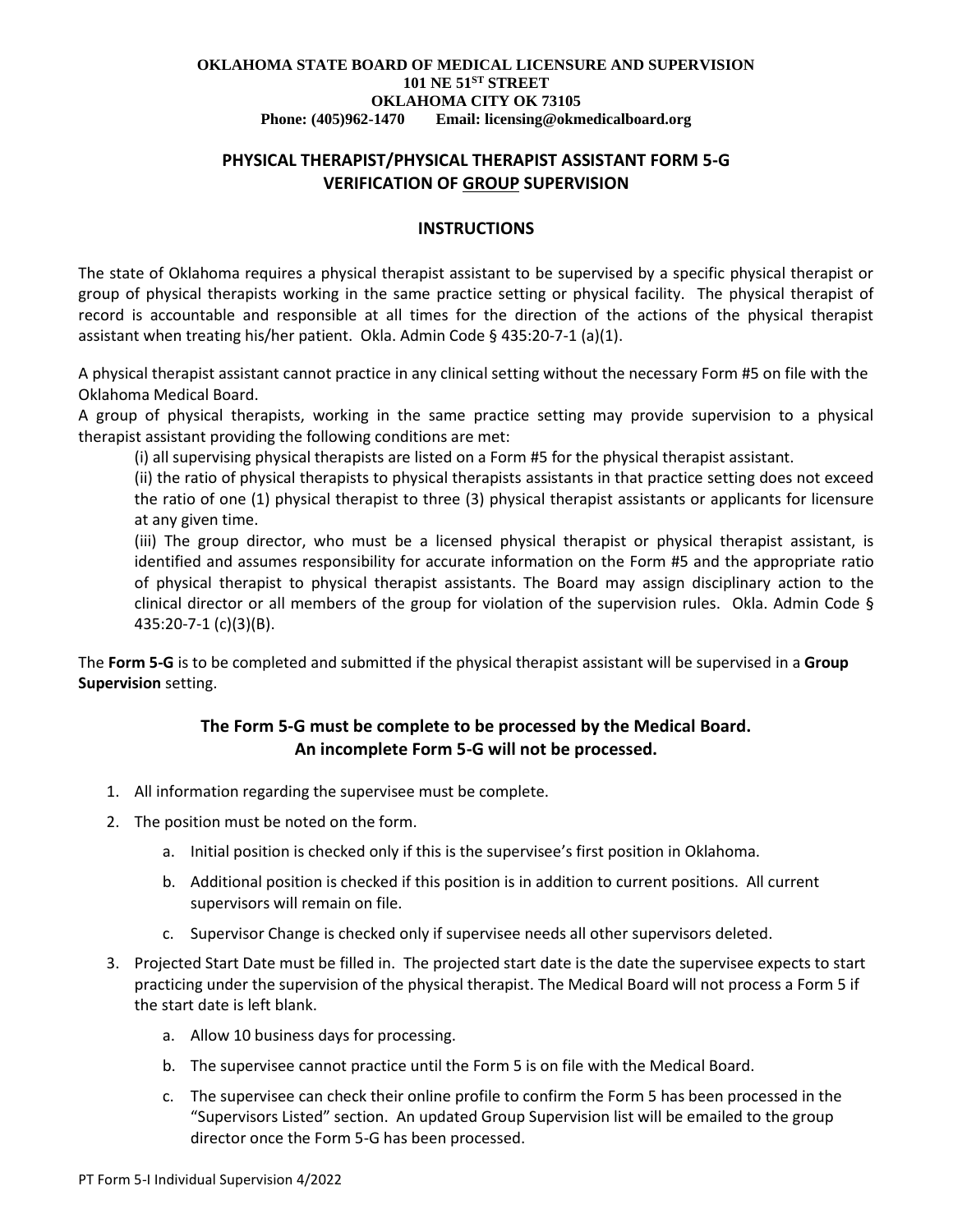**OKLAHOMA STATE BOARD OF MEDICAL LICENSURE AND SUPERVISION**
**101 NE 51ST STREET**
**OKLAHOMA CITY OK 73105**
**Phone: (405)962-1470 Email: licensing@okmedicalboard.org**

## PHYSICAL THERAPIST/PHYSICAL THERAPIST ASSISTANT FORM 5-G
## VERIFICATION OF GROUP SUPERVISION

### INSTRUCTIONS

The state of Oklahoma requires a physical therapist assistant to be supervised by a specific physical therapist or group of physical therapists working in the same practice setting or physical facility. The physical therapist of record is accountable and responsible at all times for the direction of the actions of the physical therapist assistant when treating his/her patient. Okla. Admin Code § 435:20-7-1 (a)(1).

A physical therapist assistant cannot practice in any clinical setting without the necessary Form #5 on file with the Oklahoma Medical Board.

A group of physical therapists, working in the same practice setting may provide supervision to a physical therapist assistant providing the following conditions are met:

(i) all supervising physical therapists are listed on a Form #5 for the physical therapist assistant.

(ii) the ratio of physical therapists to physical therapists assistants in that practice setting does not exceed the ratio of one (1) physical therapist to three (3) physical therapist assistants or applicants for licensure at any given time.

(iii) The group director, who must be a licensed physical therapist or physical therapist assistant, is identified and assumes responsibility for accurate information on the Form #5 and the appropriate ratio of physical therapist to physical therapist assistants. The Board may assign disciplinary action to the clinical director or all members of the group for violation of the supervision rules. Okla. Admin Code § 435:20-7-1 (c)(3)(B).

The **Form 5-G** is to be completed and submitted if the physical therapist assistant will be supervised in a **Group Supervision** setting.

### The Form 5-G must be complete to be processed by the Medical Board. An incomplete Form 5-G will not be processed.

1. All information regarding the supervisee must be complete.
2. The position must be noted on the form.
   a. Initial position is checked only if this is the supervisee's first position in Oklahoma.
   b. Additional position is checked if this position is in addition to current positions. All current supervisors will remain on file.
   c. Supervisor Change is checked only if supervisee needs all other supervisors deleted.
3. Projected Start Date must be filled in. The projected start date is the date the supervisee expects to start practicing under the supervision of the physical therapist. The Medical Board will not process a Form 5 if the start date is left blank.
   a. Allow 10 business days for processing.
   b. The supervisee cannot practice until the Form 5 is on file with the Medical Board.
   c. The supervisee can check their online profile to confirm the Form 5 has been processed in the "Supervisors Listed" section. An updated Group Supervision list will be emailed to the group director once the Form 5-G has been processed.

PT Form 5-I Individual Supervision 4/2022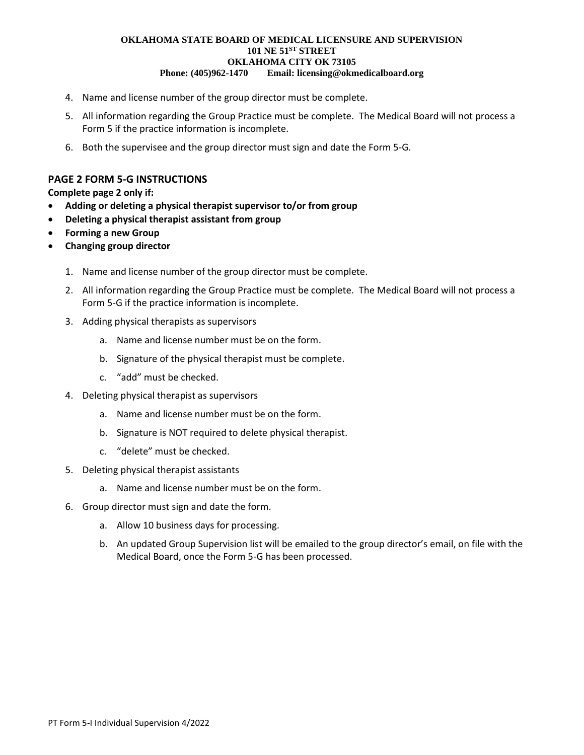4. Name and license number of the group director must be complete.
5. All information regarding the Group Practice must be complete. The Medical Board will not process a Form 5 if the practice information is incomplete.
6. Both the supervisee and the group director must sign and date the Form 5-G.

## PAGE 2 FORM 5-G INSTRUCTIONS

**Complete page 2 only if:**

- **Adding or deleting a physical therapist supervisor to/or from group**
- **Deleting a physical therapist assistant from group**
- **Forming a new Group**
- **Changing group director**

1. Name and license number of the group director must be complete.
2. All information regarding the Group Practice must be complete. The Medical Board will not process a Form 5-G if the practice information is incomplete.
3. Adding physical therapists as supervisors
    a. Name and license number must be on the form.
    b. Signature of the physical therapist must be complete.
    c. "add" must be checked.
4. Deleting physical therapist as supervisors
    a. Name and license number must be on the form.
    b. Signature is NOT required to delete physical therapist.
    c. "delete" must be checked.
5. Deleting physical therapist assistants
    a. Name and license number must be on the form.
6. Group director must sign and date the form.
    a. Allow 10 business days for processing.
    b. An updated Group Supervision list will be emailed to the group director's email, on file with the Medical Board, once the Form 5-G has been processed.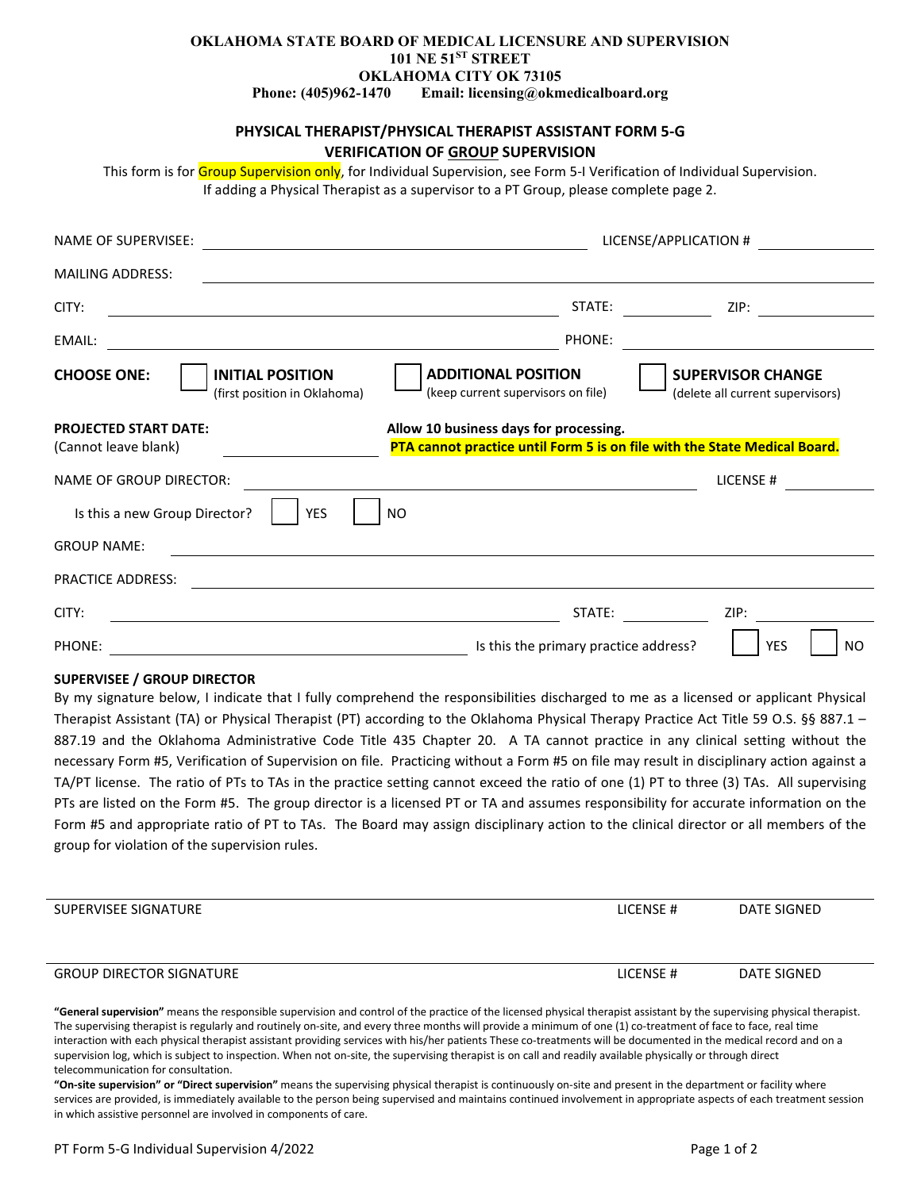**OKLAHOMA STATE BOARD OF MEDICAL LICENSURE AND SUPERVISION**
**101 NE 51[ST] STREET**
**OKLAHOMA CITY OK 73105**
**Phone: (405)962-1470 Email: licensing@okmedicalboard.org**

## PHYSICAL THERAPIST/PHYSICAL THERAPIST ASSISTANT FORM 5-G
## VERIFICATION OF GROUP SUPERVISION

This form is for Group Supervision only, for Individual Supervision, see Form 5-I Verification of Individual Supervision.
If adding a Physical Therapist as a supervisor to a PT Group, please complete page 2.

NAME OF SUPERVISEE: ______________________ LICENSE/APPLICATION # __________

MAILING ADDRESS: ______________________

CITY: ______________________ STATE: __________ ZIP: __________

EMAIL: ______________________ PHONE: __________

**CHOOSE ONE:** ☐ **INITIAL POSITION** (first position in Oklahoma) ☐ **ADDITIONAL POSITION** (keep current supervisors on file) ☐ **SUPERVISOR CHANGE** (delete all current supervisors)

**PROJECTED START DATE:** (Cannot leave blank) __________ **Allow 10 business days for processing.**
**PTA cannot practice until Form 5 is on file with the State Medical Board.**

NAME OF GROUP DIRECTOR: ______________________ LICENSE # __________

Is this a new Group Director? ☐ YES ☐ NO

GROUP NAME: ______________________

PRACTICE ADDRESS: ______________________

CITY: ______________________ STATE: __________ ZIP: __________

PHONE: ______________________ Is this the primary practice address? ☐ YES ☐ NO

**SUPERVISEE / GROUP DIRECTOR**

By my signature below, I indicate that I fully comprehend the responsibilities discharged to me as a licensed or applicant Physical Therapist Assistant (TA) or Physical Therapist (PT) according to the Oklahoma Physical Therapy Practice Act Title 59 O.S. §§ 887.1 – 887.19 and the Oklahoma Administrative Code Title 435 Chapter 20. A TA cannot practice in any clinical setting without the necessary Form #5, Verification of Supervision on file. Practicing without a Form #5 on file may result in disciplinary action against a TA/PT license. The ratio of PTs to TAs in the practice setting cannot exceed the ratio of one (1) PT to three (3) TAs. All supervising PTs are listed on the Form #5. The group director is a licensed PT or TA and assumes responsibility for accurate information on the Form #5 and appropriate ratio of PT to TAs. The Board may assign disciplinary action to the clinical director or all members of the group for violation of the supervision rules.

| SUPERVISEE SIGNATURE | LICENSE # | DATE SIGNED |
|---|---|---|
| | | |

| GROUP DIRECTOR SIGNATURE | LICENSE # | DATE SIGNED |
|---|---|---|
| | | |

**"General supervision"** means the responsible supervision and control of the practice of the licensed physical therapist assistant by the supervising physical therapist. The supervising therapist is regularly and routinely on-site, and every three months will provide a minimum of one (1) co-treatment of face to face, real time interaction with each physical therapist assistant providing services with his/her patients These co-treatments will be documented in the medical record and on a supervision log, which is subject to inspection. When not on-site, the supervising therapist is on call and readily available physically or through direct telecommunication for consultation.

**"On-site supervision" or "Direct supervision"** means the supervising physical therapist is continuously on-site and present in the department or facility where services are provided, is immediately available to the person being supervised and maintains continued involvement in appropriate aspects of each treatment session in which assistive personnel are involved in components of care.

PT Form 5-G Individual Supervision 4/2022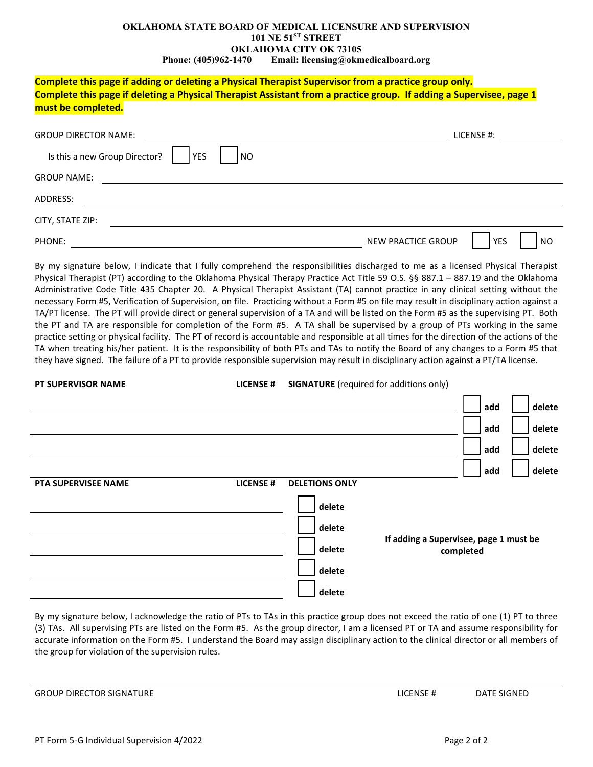**OKLAHOMA STATE BOARD OF MEDICAL LICENSURE AND SUPERVISION**
**101 NE 51ST STREET**
**OKLAHOMA CITY OK 73105**
**Phone: (405)962-1470 Email: licensing@okmedicalboard.org**

**Complete this page if adding or deleting a Physical Therapist Supervisor from a practice group only.**
**Complete this page if deleting a Physical Therapist Assistant from a practice group. If adding a Supervisee, page 1 must be completed.**

GROUP DIRECTOR NAME: ______________________________ LICENSE #: __________

Is this a new Group Director? ☐ YES ☐ NO

GROUP NAME: ______________________________

ADDRESS: ______________________________

CITY, STATE ZIP: ______________________________

PHONE: ______________________________ NEW PRACTICE GROUP ☐ YES ☐ NO

By my signature below, I indicate that I fully comprehend the responsibilities discharged to me as a licensed Physical Therapist Physical Therapist (PT) according to the Oklahoma Physical Therapy Practice Act Title 59 O.S. §§ 887.1 – 887.19 and the Oklahoma Administrative Code Title 435 Chapter 20. A Physical Therapist Assistant (TA) cannot practice in any clinical setting without the necessary Form #5, Verification of Supervision, on file. Practicing without a Form #5 on file may result in disciplinary action against a TA/PT license. The PT will provide direct or general supervision of a TA and will be listed on the Form #5 as the supervising PT. Both the PT and TA are responsible for completion of the Form #5. A TA shall be supervised by a group of PTs working in the same practice setting or physical facility. The PT of record is accountable and responsible at all times for the direction of the actions of the TA when treating his/her patient. It is the responsibility of both PTs and TAs to notify the Board of any changes to a Form #5 that they have signed. The failure of a PT to provide responsible supervision may result in disciplinary action against a PT/TA license.

| PT SUPERVISOR NAME | LICENSE # | SIGNATURE (required for additions only) | | |
|---|---|---|---|---|
| | | | ☐ add | ☐ delete |
| | | | ☐ add | ☐ delete |
| | | | ☐ add | ☐ delete |
| | | | ☐ add | ☐ delete |

| PTA SUPERVISEE NAME | LICENSE # | DELETIONS ONLY |
|---|---|---|
| | | ☐ delete |
| | | ☐ delete |
| | | ☐ delete |
| | | ☐ delete |
| | | ☐ delete |

**If adding a Supervisee, page 1 must be completed**

By my signature below, I acknowledge the ratio of PTs to TAs in this practice group does not exceed the ratio of one (1) PT to three (3) TAs. All supervising PTs are listed on the Form #5. As the group director, I am a licensed PT or TA and assume responsibility for accurate information on the Form #5. I understand the Board may assign disciplinary action to the clinical director or all members of the group for violation of the supervision rules.

______________________________
GROUP DIRECTOR SIGNATURE LICENSE # DATE SIGNED

PT Form 5-G Individual Supervision 4/2022